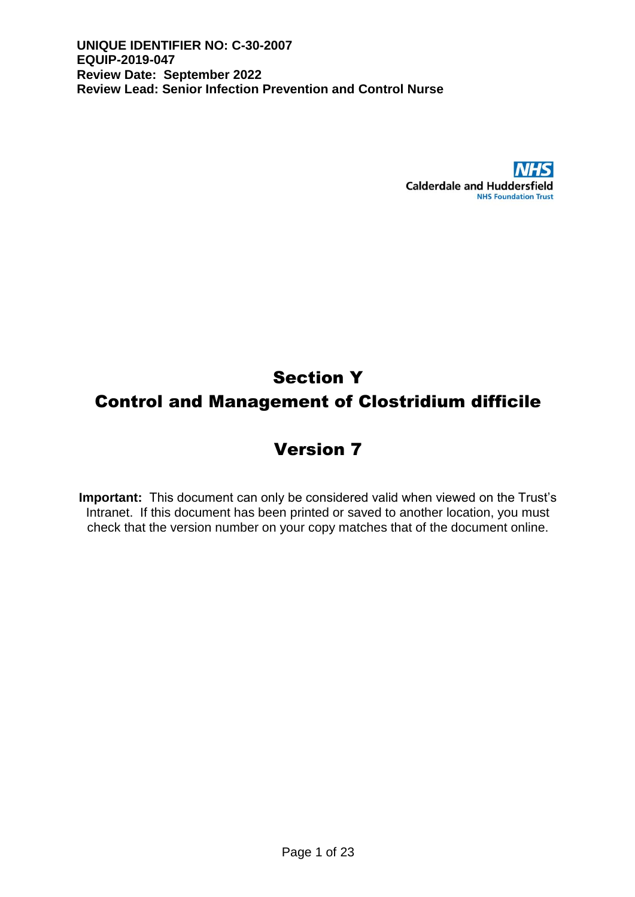**UNIQUE IDENTIFIER NO: C-30-2007**
**EQUIP-2019-047**
**Review Date: September 2022**
**Review Lead: Senior Infection Prevention and Control Nurse**

NHS
Calderdale and Huddersfield
NHS Foundation Trust

# Section Y
# Control and Management of Clostridium difficile

# Version 7

**Important:** This document can only be considered valid when viewed on the Trust's Intranet. If this document has been printed or saved to another location, you must check that the version number on your copy matches that of the document online.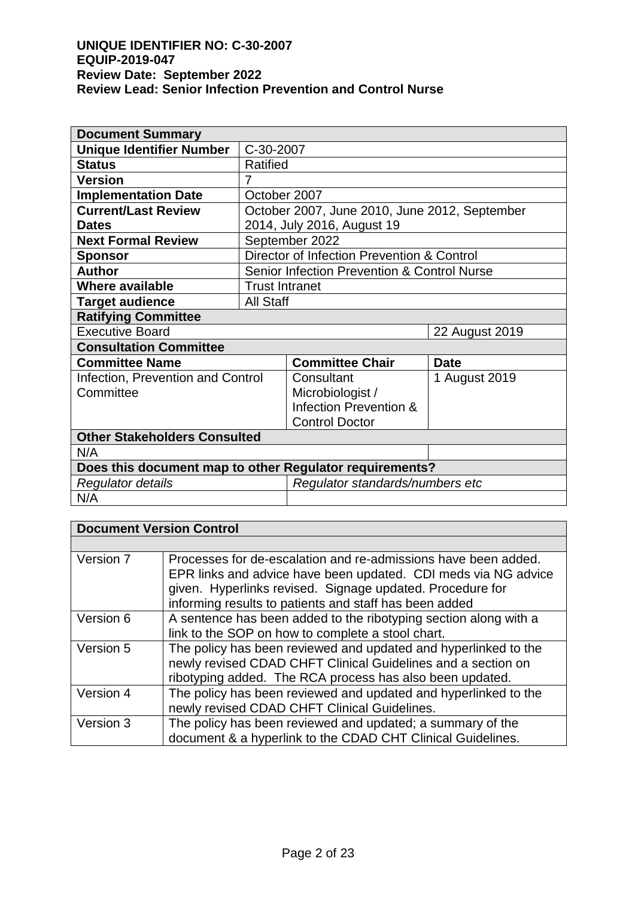**UNIQUE IDENTIFIER NO: C-30-2007**
**EQUIP-2019-047**
**Review Date: September 2022**
**Review Lead: Senior Infection Prevention and Control Nurse**

| **Document Summary** | | | |
|---|---|---|---|
| **Unique Identifier Number** | C-30-2007 | | |
| **Status** | Ratified | | |
| **Version** | 7 | | |
| **Implementation Date** | October 2007 | | |
| **Current/Last Review Dates** | October 2007, June 2010, June 2012, September 2014, July 2016, August 19 | | |
| **Next Formal Review** | September 2022 | | |
| **Sponsor** | Director of Infection Prevention & Control | | |
| **Author** | Senior Infection Prevention & Control Nurse | | |
| **Where available** | Trust Intranet | | |
| **Target audience** | All Staff | | |
| **Ratifying Committee** | | | |
| Executive Board | | | 22 August 2019 |
| **Consultation Committee** | | | |
| **Committee Name** | | **Committee Chair** | **Date** |
| Infection, Prevention and Control Committee | | Consultant Microbiologist / Infection Prevention & Control Doctor | 1 August 2019 |
| **Other Stakeholders Consulted** | | | |
| N/A | | | |
| **Does this document map to other Regulator requirements?** | | | |
| *Regulator details* | | *Regulator standards/numbers etc* | |
| N/A | | | |

| **Document Version Control** | |
|---|---|
| | |
| Version 7 | Processes for de-escalation and re-admissions have been added. EPR links and advice have been updated. CDI meds via NG advice given. Hyperlinks revised. Signage updated. Procedure for informing results to patients and staff has been added |
| Version 6 | A sentence has been added to the ribotyping section along with a link to the SOP on how to complete a stool chart. |
| Version 5 | The policy has been reviewed and updated and hyperlinked to the newly revised CDAD CHFT Clinical Guidelines and a section on ribotyping added. The RCA process has also been updated. |
| Version 4 | The policy has been reviewed and updated and hyperlinked to the newly revised CDAD CHFT Clinical Guidelines. |
| Version 3 | The policy has been reviewed and updated; a summary of the document & a hyperlink to the CDAD CHT Clinical Guidelines. |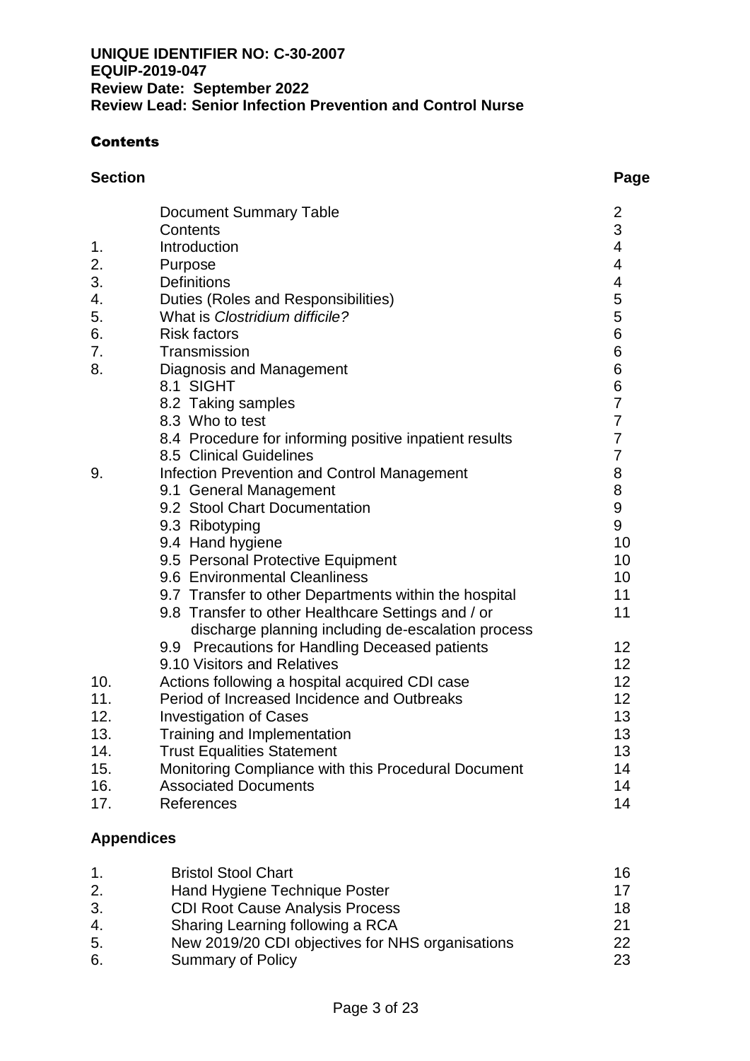**UNIQUE IDENTIFIER NO: C-30-2007**
**EQUIP-2019-047**
**Review Date: September 2022**
**Review Lead: Senior Infection Prevention and Control Nurse**

## Contents

| Section | | Page |
|---|---|---|
| | Document Summary Table | 2 |
| | Contents | 3 |
| 1. | Introduction | 4 |
| 2. | Purpose | 4 |
| 3. | Definitions | 4 |
| 4. | Duties (Roles and Responsibilities) | 5 |
| 5. | What is *Clostridium difficile?* | 5 |
| 6. | Risk factors | 6 |
| 7. | Transmission | 6 |
| 8. | Diagnosis and Management | 6 |
| | 8.1 SIGHT | 6 |
| | 8.2 Taking samples | 7 |
| | 8.3 Who to test | 7 |
| | 8.4 Procedure for informing positive inpatient results | 7 |
| | 8.5 Clinical Guidelines | 7 |
| 9. | Infection Prevention and Control Management | 8 |
| | 9.1 General Management | 8 |
| | 9.2 Stool Chart Documentation | 9 |
| | 9.3 Ribotyping | 9 |
| | 9.4 Hand hygiene | 10 |
| | 9.5 Personal Protective Equipment | 10 |
| | 9.6 Environmental Cleanliness | 10 |
| | 9.7 Transfer to other Departments within the hospital | 11 |
| | 9.8 Transfer to other Healthcare Settings and / or discharge planning including de-escalation process | 11 |
| | 9.9 Precautions for Handling Deceased patients | 12 |
| | 9.10 Visitors and Relatives | 12 |
| 10. | Actions following a hospital acquired CDI case | 12 |
| 11. | Period of Increased Incidence and Outbreaks | 12 |
| 12. | Investigation of Cases | 13 |
| 13. | Training and Implementation | 13 |
| 14. | Trust Equalities Statement | 13 |
| 15. | Monitoring Compliance with this Procedural Document | 14 |
| 16. | Associated Documents | 14 |
| 17. | References | 14 |

### Appendices

| | | |
|---|---|---|
| 1. | Bristol Stool Chart | 16 |
| 2. | Hand Hygiene Technique Poster | 17 |
| 3. | CDI Root Cause Analysis Process | 18 |
| 4. | Sharing Learning following a RCA | 21 |
| 5. | New 2019/20 CDI objectives for NHS organisations | 22 |
| 6. | Summary of Policy | 23 |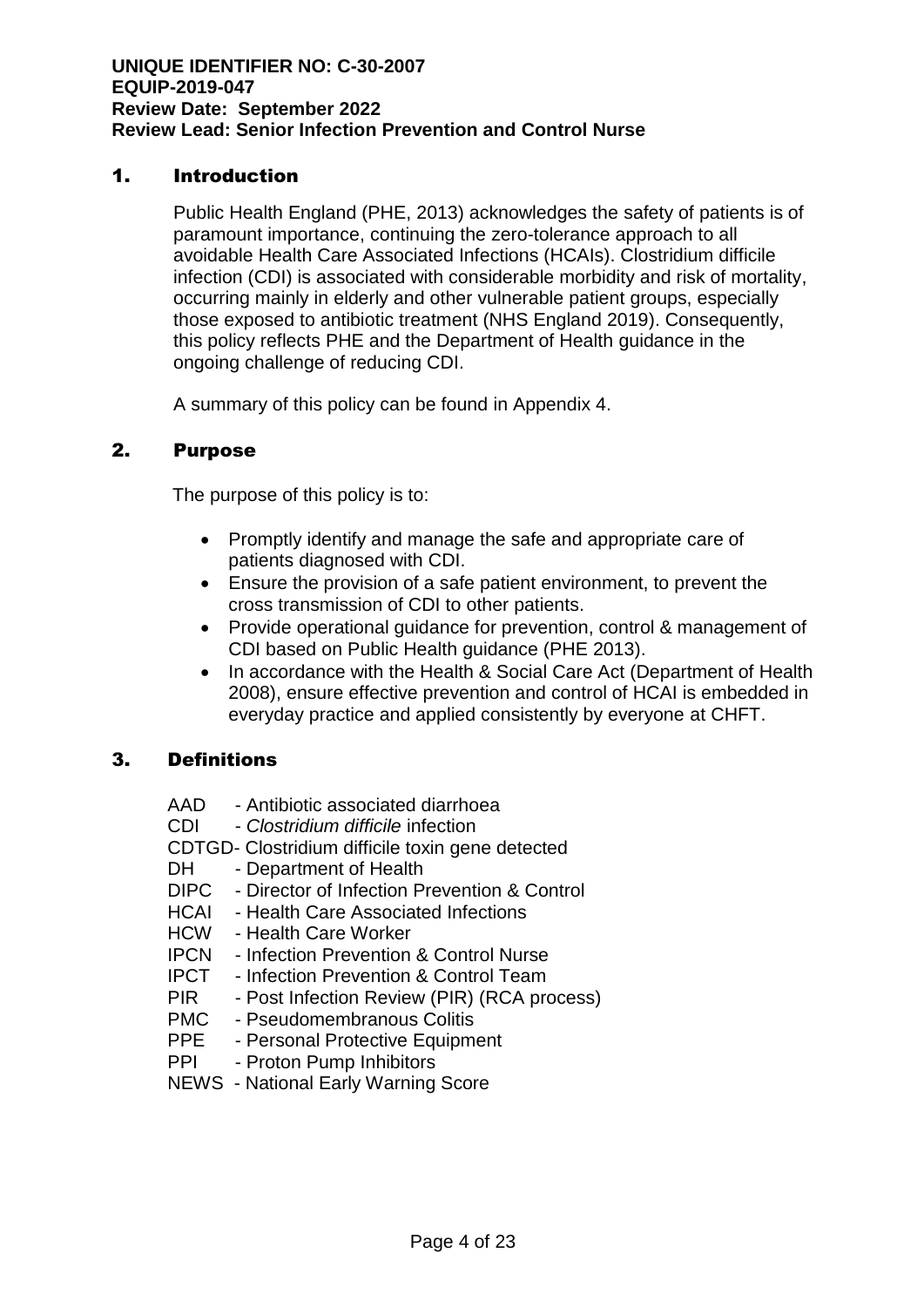**UNIQUE IDENTIFIER NO: C-30-2007**
**EQUIP-2019-047**
**Review Date: September 2022**
**Review Lead: Senior Infection Prevention and Control Nurse**

## 1. Introduction

Public Health England (PHE, 2013) acknowledges the safety of patients is of paramount importance, continuing the zero-tolerance approach to all avoidable Health Care Associated Infections (HCAIs). Clostridium difficile infection (CDI) is associated with considerable morbidity and risk of mortality, occurring mainly in elderly and other vulnerable patient groups, especially those exposed to antibiotic treatment (NHS England 2019). Consequently, this policy reflects PHE and the Department of Health guidance in the ongoing challenge of reducing CDI.

A summary of this policy can be found in Appendix 4.

## 2. Purpose

The purpose of this policy is to:

- Promptly identify and manage the safe and appropriate care of patients diagnosed with CDI.
- Ensure the provision of a safe patient environment, to prevent the cross transmission of CDI to other patients.
- Provide operational guidance for prevention, control & management of CDI based on Public Health guidance (PHE 2013).
- In accordance with the Health & Social Care Act (Department of Health 2008), ensure effective prevention and control of HCAI is embedded in everyday practice and applied consistently by everyone at CHFT.

## 3. Definitions

AAD - Antibiotic associated diarrhoea
CDI - *Clostridium difficile* infection
CDTGD- Clostridium difficile toxin gene detected
DH - Department of Health
DIPC - Director of Infection Prevention & Control
HCAI - Health Care Associated Infections
HCW - Health Care Worker
IPCN - Infection Prevention & Control Nurse
IPCT - Infection Prevention & Control Team
PIR - Post Infection Review (PIR) (RCA process)
PMC - Pseudomembranous Colitis
PPE - Personal Protective Equipment
PPI - Proton Pump Inhibitors
NEWS - National Early Warning Score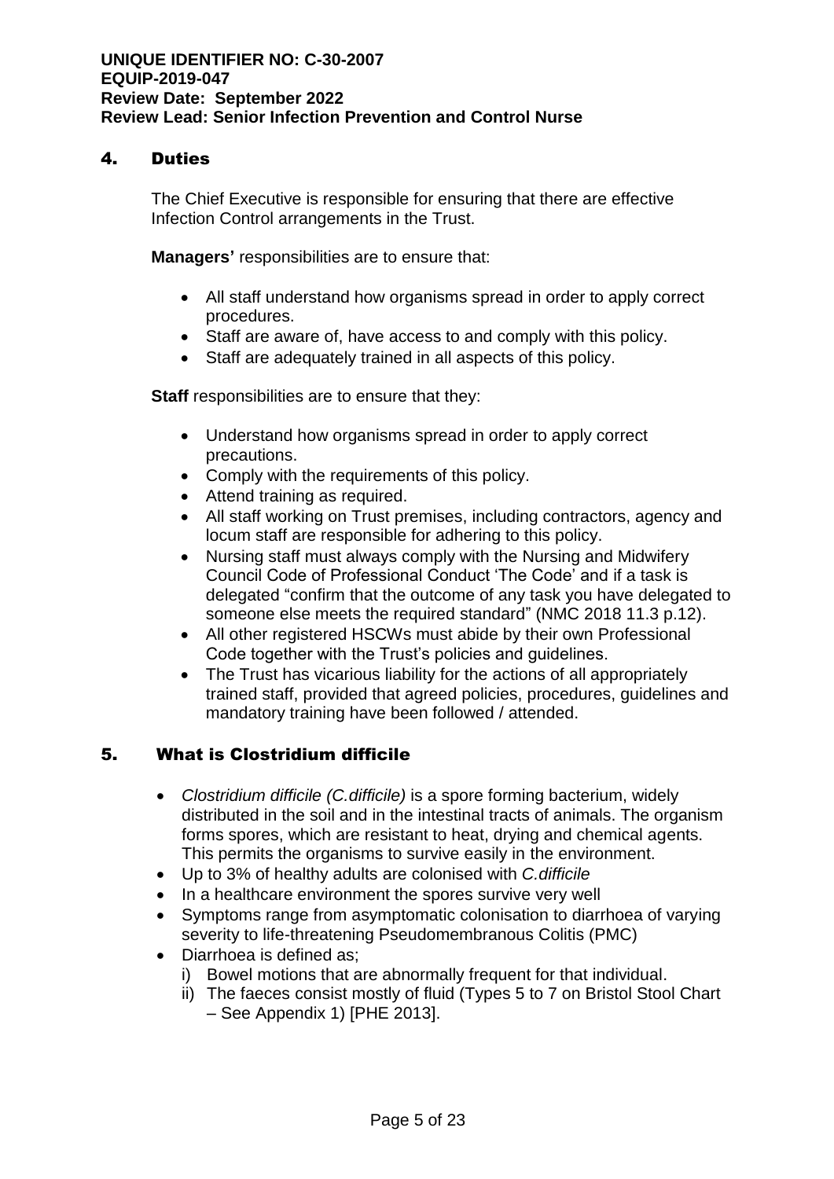## 4. Duties

The Chief Executive is responsible for ensuring that there are effective Infection Control arrangements in the Trust.

**Managers'** responsibilities are to ensure that:

- All staff understand how organisms spread in order to apply correct procedures.
- Staff are aware of, have access to and comply with this policy.
- Staff are adequately trained in all aspects of this policy.

**Staff** responsibilities are to ensure that they:

- Understand how organisms spread in order to apply correct precautions.
- Comply with the requirements of this policy.
- Attend training as required.
- All staff working on Trust premises, including contractors, agency and locum staff are responsible for adhering to this policy.
- Nursing staff must always comply with the Nursing and Midwifery Council Code of Professional Conduct 'The Code' and if a task is delegated "confirm that the outcome of any task you have delegated to someone else meets the required standard" (NMC 2018 11.3 p.12).
- All other registered HSCWs must abide by their own Professional Code together with the Trust's policies and guidelines.
- The Trust has vicarious liability for the actions of all appropriately trained staff, provided that agreed policies, procedures, guidelines and mandatory training have been followed / attended.

## 5. What is Clostridium difficile

- *Clostridium difficile (C.difficile)* is a spore forming bacterium, widely distributed in the soil and in the intestinal tracts of animals. The organism forms spores, which are resistant to heat, drying and chemical agents. This permits the organisms to survive easily in the environment.
- Up to 3% of healthy adults are colonised with *C.difficile*
- In a healthcare environment the spores survive very well
- Symptoms range from asymptomatic colonisation to diarrhoea of varying severity to life-threatening Pseudomembranous Colitis (PMC)
- Diarrhoea is defined as;
  i) Bowel motions that are abnormally frequent for that individual.
  ii) The faeces consist mostly of fluid (Types 5 to 7 on Bristol Stool Chart – See Appendix 1) [PHE 2013].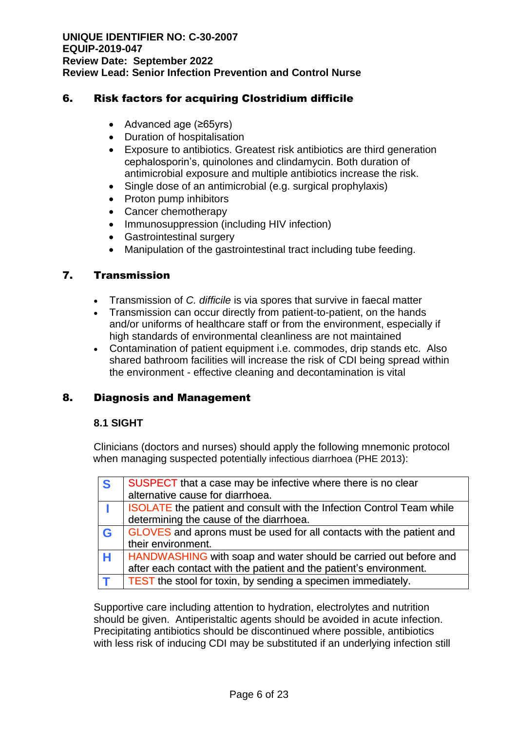## 6. Risk factors for acquiring Clostridium difficile

- Advanced age (≥65yrs)
- Duration of hospitalisation
- Exposure to antibiotics. Greatest risk antibiotics are third generation cephalosporin's, quinolones and clindamycin. Both duration of antimicrobial exposure and multiple antibiotics increase the risk.
- Single dose of an antimicrobial (e.g. surgical prophylaxis)
- Proton pump inhibitors
- Cancer chemotherapy
- Immunosuppression (including HIV infection)
- Gastrointestinal surgery
- Manipulation of the gastrointestinal tract including tube feeding.

## 7. Transmission

- Transmission of *C. difficile* is via spores that survive in faecal matter
- Transmission can occur directly from patient-to-patient, on the hands and/or uniforms of healthcare staff or from the environment, especially if high standards of environmental cleanliness are not maintained
- Contamination of patient equipment i.e. commodes, drip stands etc. Also shared bathroom facilities will increase the risk of CDI being spread within the environment - effective cleaning and decontamination is vital

## 8. Diagnosis and Management

### 8.1 SIGHT

Clinicians (doctors and nurses) should apply the following mnemonic protocol when managing suspected potentially infectious diarrhoea (PHE 2013):

| | |
|---|---|
| **S** | SUSPECT that a case may be infective where there is no clear alternative cause for diarrhoea. |
| **I** | ISOLATE the patient and consult with the Infection Control Team while determining the cause of the diarrhoea. |
| **G** | GLOVES and aprons must be used for all contacts with the patient and their environment. |
| **H** | HANDWASHING with soap and water should be carried out before and after each contact with the patient and the patient's environment. |
| **T** | TEST the stool for toxin, by sending a specimen immediately. |

Supportive care including attention to hydration, electrolytes and nutrition should be given. Antiperistaltic agents should be avoided in acute infection. Precipitating antibiotics should be discontinued where possible, antibiotics with less risk of inducing CDI may be substituted if an underlying infection still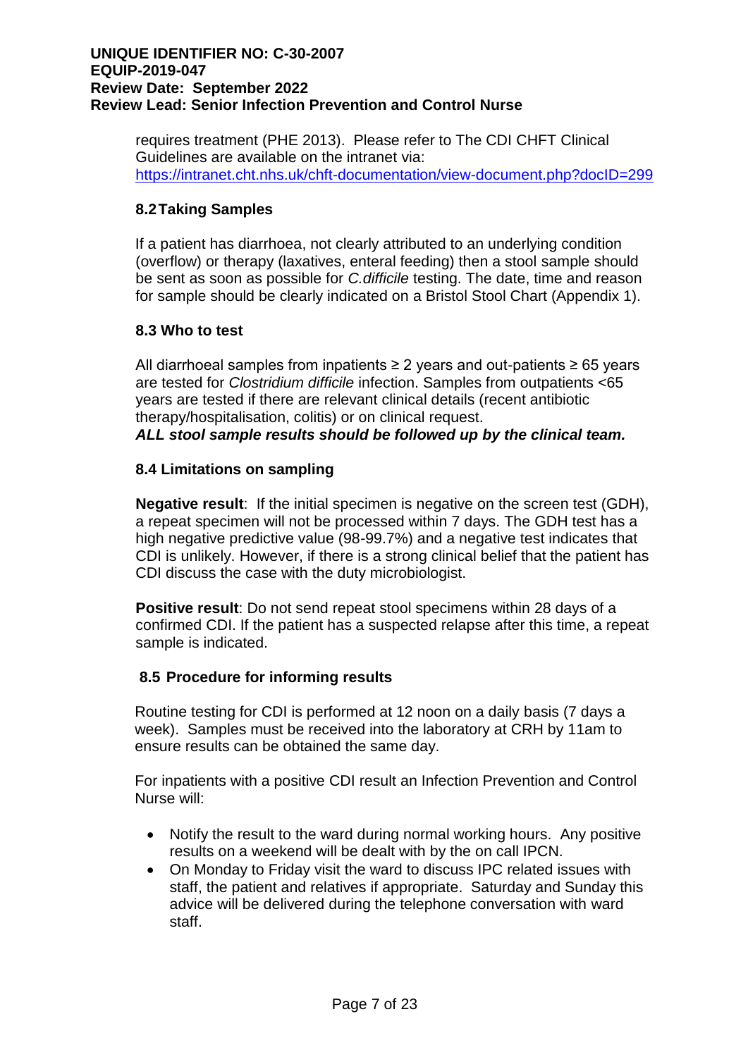requires treatment (PHE 2013). Please refer to The CDI CHFT Clinical Guidelines are available on the intranet via: https://intranet.cht.nhs.uk/chft-documentation/view-document.php?docID=299

### 8.2 Taking Samples

If a patient has diarrhoea, not clearly attributed to an underlying condition (overflow) or therapy (laxatives, enteral feeding) then a stool sample should be sent as soon as possible for *C.difficile* testing. The date, time and reason for sample should be clearly indicated on a Bristol Stool Chart (Appendix 1).

### 8.3 Who to test

All diarrhoeal samples from inpatients ≥ 2 years and out-patients ≥ 65 years are tested for *Clostridium difficile* infection. Samples from outpatients <65 years are tested if there are relevant clinical details (recent antibiotic therapy/hospitalisation, colitis) or on clinical request.

***ALL stool sample results should be followed up by the clinical team.***

### 8.4 Limitations on sampling

**Negative result**: If the initial specimen is negative on the screen test (GDH), a repeat specimen will not be processed within 7 days. The GDH test has a high negative predictive value (98-99.7%) and a negative test indicates that CDI is unlikely. However, if there is a strong clinical belief that the patient has CDI discuss the case with the duty microbiologist.

**Positive result**: Do not send repeat stool specimens within 28 days of a confirmed CDI. If the patient has a suspected relapse after this time, a repeat sample is indicated.

### 8.5 Procedure for informing results

Routine testing for CDI is performed at 12 noon on a daily basis (7 days a week). Samples must be received into the laboratory at CRH by 11am to ensure results can be obtained the same day.

For inpatients with a positive CDI result an Infection Prevention and Control Nurse will:

- Notify the result to the ward during normal working hours. Any positive results on a weekend will be dealt with by the on call IPCN.
- On Monday to Friday visit the ward to discuss IPC related issues with staff, the patient and relatives if appropriate. Saturday and Sunday this advice will be delivered during the telephone conversation with ward staff.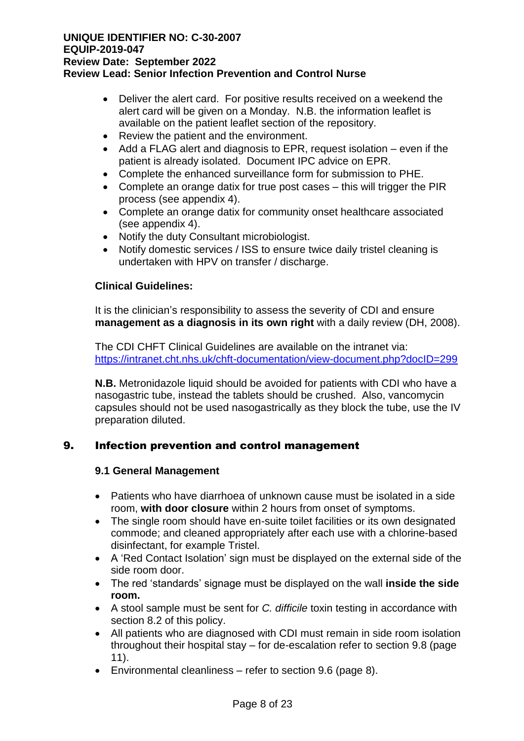- Deliver the alert card. For positive results received on a weekend the alert card will be given on a Monday. N.B. the information leaflet is available on the patient leaflet section of the repository.
- Review the patient and the environment.
- Add a FLAG alert and diagnosis to EPR, request isolation – even if the patient is already isolated. Document IPC advice on EPR.
- Complete the enhanced surveillance form for submission to PHE.
- Complete an orange datix for true post cases – this will trigger the PIR process (see appendix 4).
- Complete an orange datix for community onset healthcare associated (see appendix 4).
- Notify the duty Consultant microbiologist.
- Notify domestic services / ISS to ensure twice daily tristel cleaning is undertaken with HPV on transfer / discharge.

**Clinical Guidelines:**

It is the clinician's responsibility to assess the severity of CDI and ensure **management as a diagnosis in its own right** with a daily review (DH, 2008).

The CDI CHFT Clinical Guidelines are available on the intranet via: https://intranet.cht.nhs.uk/chft-documentation/view-document.php?docID=299

**N.B.** Metronidazole liquid should be avoided for patients with CDI who have a nasogastric tube, instead the tablets should be crushed. Also, vancomycin capsules should not be used nasogastrically as they block the tube, use the IV preparation diluted.

## 9. Infection prevention and control management

### 9.1 General Management

- Patients who have diarrhoea of unknown cause must be isolated in a side room, **with door closure** within 2 hours from onset of symptoms.
- The single room should have en-suite toilet facilities or its own designated commode; and cleaned appropriately after each use with a chlorine-based disinfectant, for example Tristel.
- A 'Red Contact Isolation' sign must be displayed on the external side of the side room door.
- The red 'standards' signage must be displayed on the wall **inside the side room.**
- A stool sample must be sent for *C. difficile* toxin testing in accordance with section 8.2 of this policy.
- All patients who are diagnosed with CDI must remain in side room isolation throughout their hospital stay – for de-escalation refer to section 9.8 (page 11).
- Environmental cleanliness – refer to section 9.6 (page 8).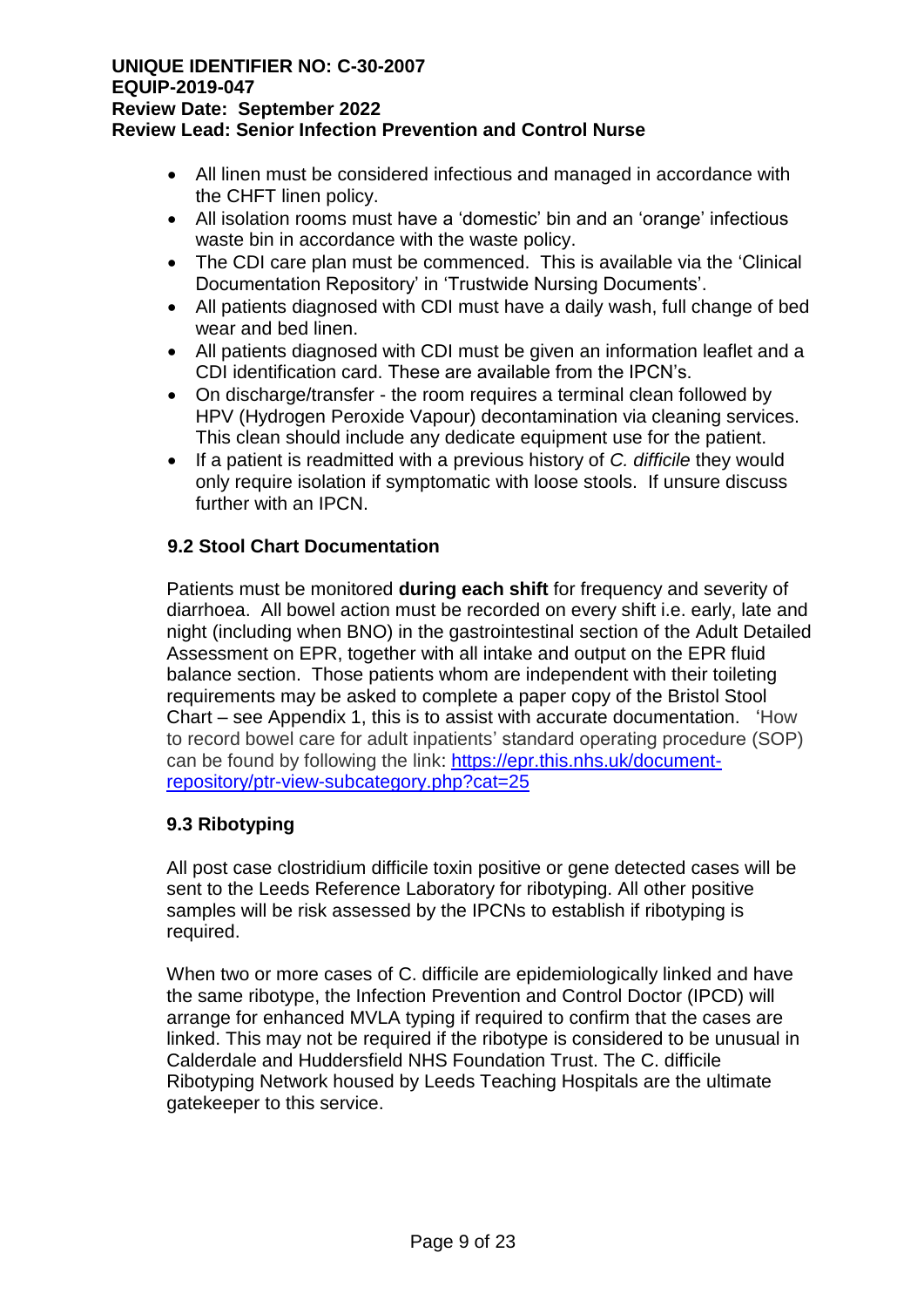- All linen must be considered infectious and managed in accordance with the CHFT linen policy.
- All isolation rooms must have a 'domestic' bin and an 'orange' infectious waste bin in accordance with the waste policy.
- The CDI care plan must be commenced. This is available via the 'Clinical Documentation Repository' in 'Trustwide Nursing Documents'.
- All patients diagnosed with CDI must have a daily wash, full change of bed wear and bed linen.
- All patients diagnosed with CDI must be given an information leaflet and a CDI identification card. These are available from the IPCN's.
- On discharge/transfer - the room requires a terminal clean followed by HPV (Hydrogen Peroxide Vapour) decontamination via cleaning services. This clean should include any dedicate equipment use for the patient.
- If a patient is readmitted with a previous history of *C. difficile* they would only require isolation if symptomatic with loose stools. If unsure discuss further with an IPCN.

### 9.2 Stool Chart Documentation

Patients must be monitored **during each shift** for frequency and severity of diarrhoea. All bowel action must be recorded on every shift i.e. early, late and night (including when BNO) in the gastrointestinal section of the Adult Detailed Assessment on EPR, together with all intake and output on the EPR fluid balance section. Those patients whom are independent with their toileting requirements may be asked to complete a paper copy of the Bristol Stool Chart – see Appendix 1, this is to assist with accurate documentation. 'How to record bowel care for adult inpatients' standard operating procedure (SOP) can be found by following the link: [https://epr.this.nhs.uk/document-repository/ptr-view-subcategory.php?cat=25](https://epr.this.nhs.uk/document-repository/ptr-view-subcategory.php?cat=25)

### 9.3 Ribotyping

All post case clostridium difficile toxin positive or gene detected cases will be sent to the Leeds Reference Laboratory for ribotyping. All other positive samples will be risk assessed by the IPCNs to establish if ribotyping is required.

When two or more cases of C. difficile are epidemiologically linked and have the same ribotype, the Infection Prevention and Control Doctor (IPCD) will arrange for enhanced MVLA typing if required to confirm that the cases are linked. This may not be required if the ribotype is considered to be unusual in Calderdale and Huddersfield NHS Foundation Trust. The C. difficile Ribotyping Network housed by Leeds Teaching Hospitals are the ultimate gatekeeper to this service.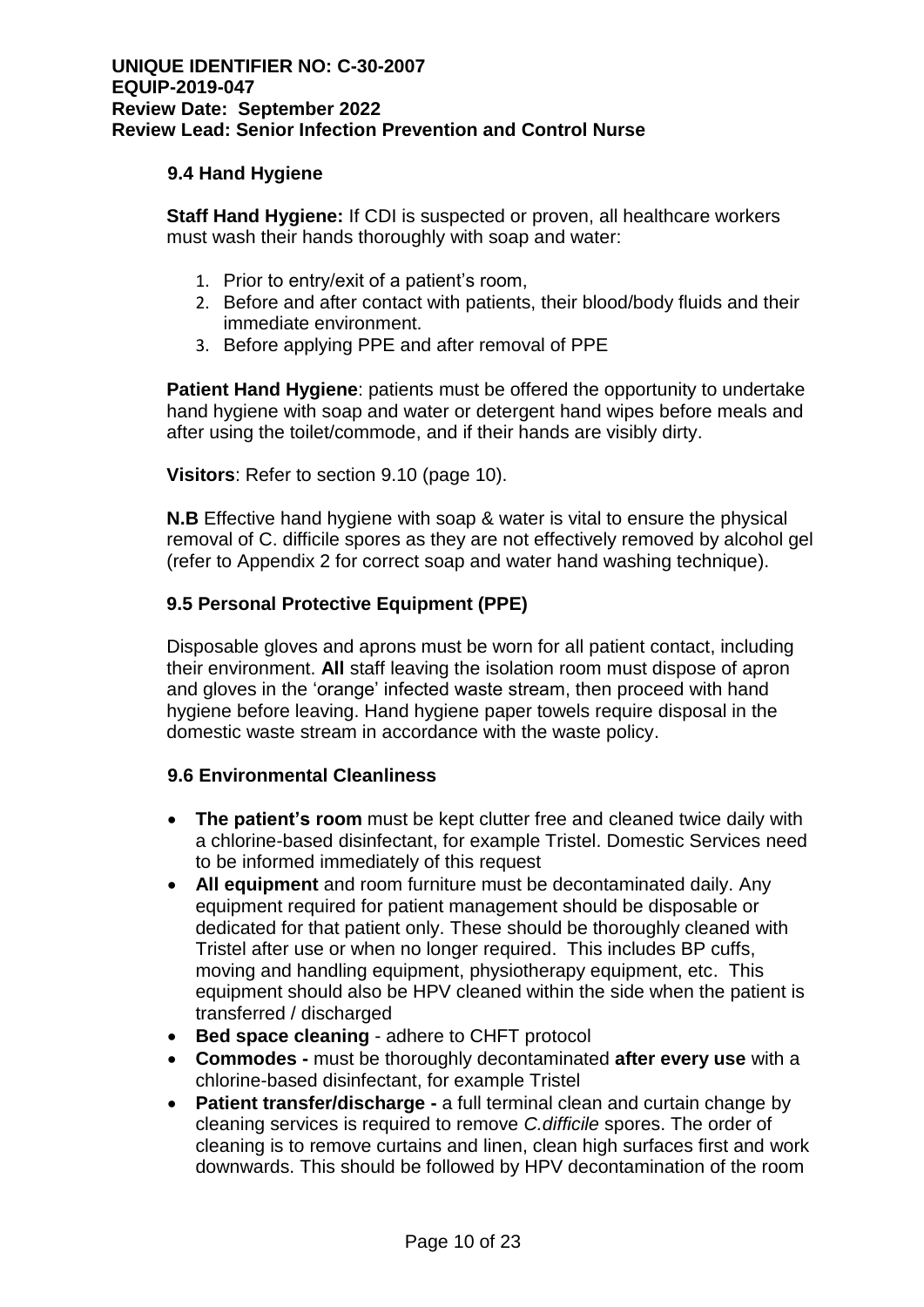### 9.4 Hand Hygiene

**Staff Hand Hygiene:** If CDI is suspected or proven, all healthcare workers must wash their hands thoroughly with soap and water:

1. Prior to entry/exit of a patient's room,
2. Before and after contact with patients, their blood/body fluids and their immediate environment.
3. Before applying PPE and after removal of PPE

**Patient Hand Hygiene**: patients must be offered the opportunity to undertake hand hygiene with soap and water or detergent hand wipes before meals and after using the toilet/commode, and if their hands are visibly dirty.

**Visitors**: Refer to section 9.10 (page 10).

**N.B** Effective hand hygiene with soap & water is vital to ensure the physical removal of C. difficile spores as they are not effectively removed by alcohol gel (refer to Appendix 2 for correct soap and water hand washing technique).

### 9.5 Personal Protective Equipment (PPE)

Disposable gloves and aprons must be worn for all patient contact, including their environment. **All** staff leaving the isolation room must dispose of apron and gloves in the 'orange' infected waste stream, then proceed with hand hygiene before leaving. Hand hygiene paper towels require disposal in the domestic waste stream in accordance with the waste policy.

### 9.6 Environmental Cleanliness

- **The patient's room** must be kept clutter free and cleaned twice daily with a chlorine-based disinfectant, for example Tristel. Domestic Services need to be informed immediately of this request
- **All equipment** and room furniture must be decontaminated daily. Any equipment required for patient management should be disposable or dedicated for that patient only. These should be thoroughly cleaned with Tristel after use or when no longer required. This includes BP cuffs, moving and handling equipment, physiotherapy equipment, etc. This equipment should also be HPV cleaned within the side when the patient is transferred / discharged
- **Bed space cleaning** - adhere to CHFT protocol
- **Commodes -** must be thoroughly decontaminated **after every use** with a chlorine-based disinfectant, for example Tristel
- **Patient transfer/discharge -** a full terminal clean and curtain change by cleaning services is required to remove *C.difficile* spores. The order of cleaning is to remove curtains and linen, clean high surfaces first and work downwards. This should be followed by HPV decontamination of the room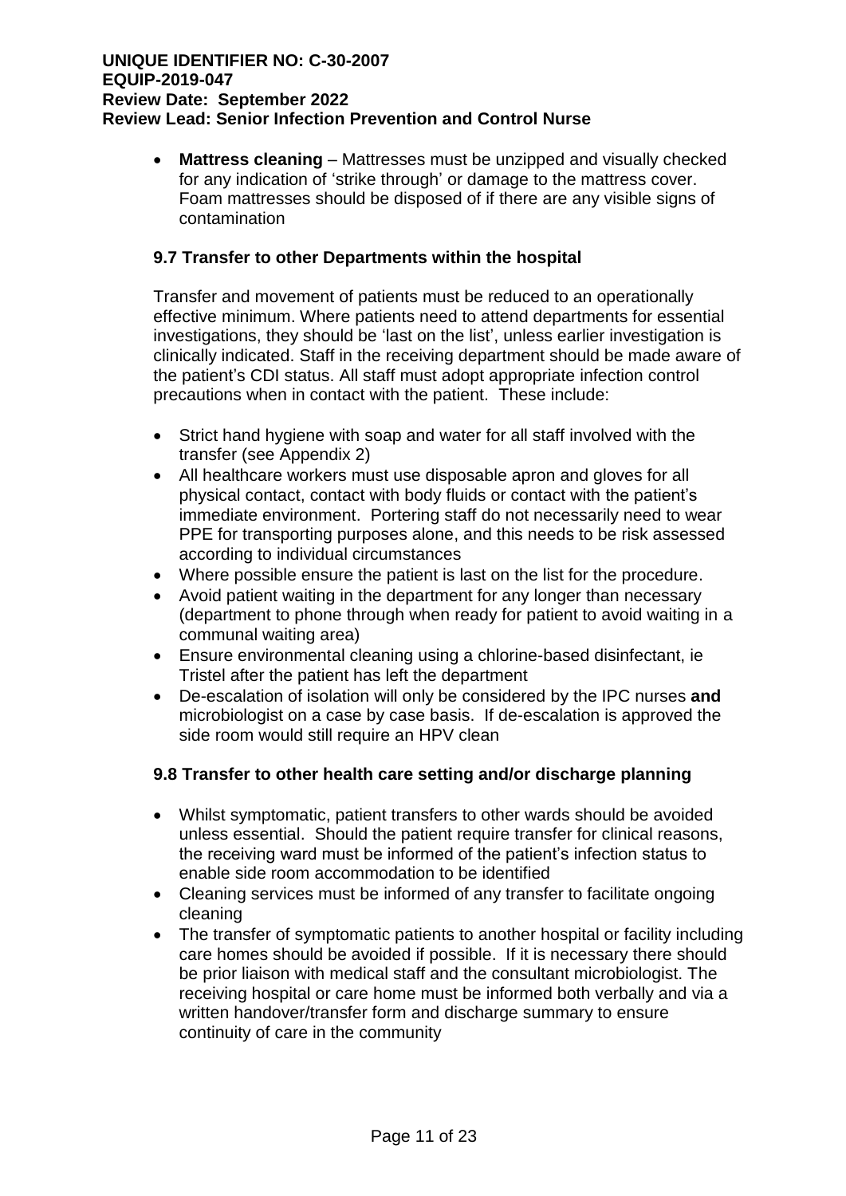- **Mattress cleaning** – Mattresses must be unzipped and visually checked for any indication of 'strike through' or damage to the mattress cover. Foam mattresses should be disposed of if there are any visible signs of contamination

### 9.7 Transfer to other Departments within the hospital

Transfer and movement of patients must be reduced to an operationally effective minimum. Where patients need to attend departments for essential investigations, they should be 'last on the list', unless earlier investigation is clinically indicated. Staff in the receiving department should be made aware of the patient's CDI status. All staff must adopt appropriate infection control precautions when in contact with the patient. These include:

- Strict hand hygiene with soap and water for all staff involved with the transfer (see Appendix 2)
- All healthcare workers must use disposable apron and gloves for all physical contact, contact with body fluids or contact with the patient's immediate environment. Portering staff do not necessarily need to wear PPE for transporting purposes alone, and this needs to be risk assessed according to individual circumstances
- Where possible ensure the patient is last on the list for the procedure.
- Avoid patient waiting in the department for any longer than necessary (department to phone through when ready for patient to avoid waiting in a communal waiting area)
- Ensure environmental cleaning using a chlorine-based disinfectant, ie Tristel after the patient has left the department
- De-escalation of isolation will only be considered by the IPC nurses **and** microbiologist on a case by case basis. If de-escalation is approved the side room would still require an HPV clean

### 9.8 Transfer to other health care setting and/or discharge planning

- Whilst symptomatic, patient transfers to other wards should be avoided unless essential. Should the patient require transfer for clinical reasons, the receiving ward must be informed of the patient's infection status to enable side room accommodation to be identified
- Cleaning services must be informed of any transfer to facilitate ongoing cleaning
- The transfer of symptomatic patients to another hospital or facility including care homes should be avoided if possible. If it is necessary there should be prior liaison with medical staff and the consultant microbiologist. The receiving hospital or care home must be informed both verbally and via a written handover/transfer form and discharge summary to ensure continuity of care in the community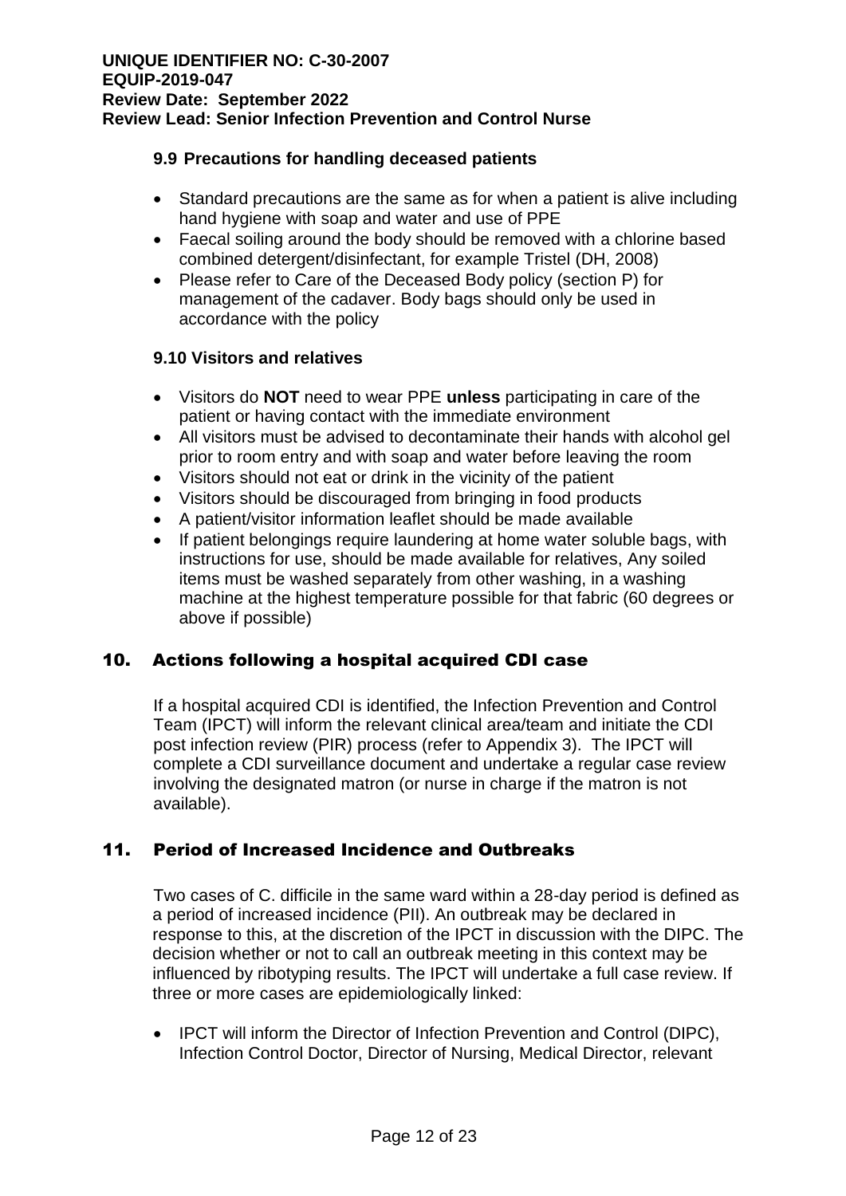### 9.9 Precautions for handling deceased patients

- Standard precautions are the same as for when a patient is alive including hand hygiene with soap and water and use of PPE
- Faecal soiling around the body should be removed with a chlorine based combined detergent/disinfectant, for example Tristel (DH, 2008)
- Please refer to Care of the Deceased Body policy (section P) for management of the cadaver. Body bags should only be used in accordance with the policy

### 9.10 Visitors and relatives

- Visitors do **NOT** need to wear PPE **unless** participating in care of the patient or having contact with the immediate environment
- All visitors must be advised to decontaminate their hands with alcohol gel prior to room entry and with soap and water before leaving the room
- Visitors should not eat or drink in the vicinity of the patient
- Visitors should be discouraged from bringing in food products
- A patient/visitor information leaflet should be made available
- If patient belongings require laundering at home water soluble bags, with instructions for use, should be made available for relatives, Any soiled items must be washed separately from other washing, in a washing machine at the highest temperature possible for that fabric (60 degrees or above if possible)

## 10. Actions following a hospital acquired CDI case

If a hospital acquired CDI is identified, the Infection Prevention and Control Team (IPCT) will inform the relevant clinical area/team and initiate the CDI post infection review (PIR) process (refer to Appendix 3). The IPCT will complete a CDI surveillance document and undertake a regular case review involving the designated matron (or nurse in charge if the matron is not available).

## 11. Period of Increased Incidence and Outbreaks

Two cases of C. difficile in the same ward within a 28-day period is defined as a period of increased incidence (PII). An outbreak may be declared in response to this, at the discretion of the IPCT in discussion with the DIPC. The decision whether or not to call an outbreak meeting in this context may be influenced by ribotyping results. The IPCT will undertake a full case review. If three or more cases are epidemiologically linked:

- IPCT will inform the Director of Infection Prevention and Control (DIPC), Infection Control Doctor, Director of Nursing, Medical Director, relevant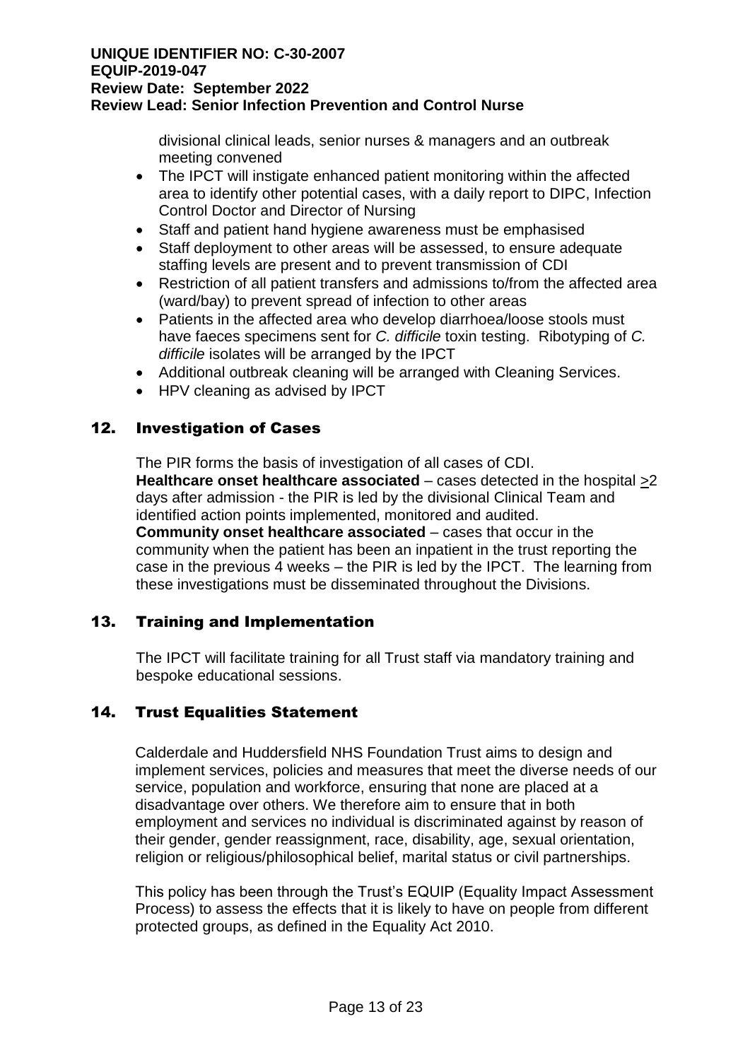divisional clinical leads, senior nurses & managers and an outbreak meeting convened

- The IPCT will instigate enhanced patient monitoring within the affected area to identify other potential cases, with a daily report to DIPC, Infection Control Doctor and Director of Nursing
- Staff and patient hand hygiene awareness must be emphasised
- Staff deployment to other areas will be assessed, to ensure adequate staffing levels are present and to prevent transmission of CDI
- Restriction of all patient transfers and admissions to/from the affected area (ward/bay) to prevent spread of infection to other areas
- Patients in the affected area who develop diarrhoea/loose stools must have faeces specimens sent for *C. difficile* toxin testing. Ribotyping of *C. difficile* isolates will be arranged by the IPCT
- Additional outbreak cleaning will be arranged with Cleaning Services.
- HPV cleaning as advised by IPCT

## 12. Investigation of Cases

The PIR forms the basis of investigation of all cases of CDI.
**Healthcare onset healthcare associated** – cases detected in the hospital ≥2 days after admission - the PIR is led by the divisional Clinical Team and identified action points implemented, monitored and audited.
**Community onset healthcare associated** – cases that occur in the community when the patient has been an inpatient in the trust reporting the case in the previous 4 weeks – the PIR is led by the IPCT. The learning from these investigations must be disseminated throughout the Divisions.

## 13. Training and Implementation

The IPCT will facilitate training for all Trust staff via mandatory training and bespoke educational sessions.

## 14. Trust Equalities Statement

Calderdale and Huddersfield NHS Foundation Trust aims to design and implement services, policies and measures that meet the diverse needs of our service, population and workforce, ensuring that none are placed at a disadvantage over others. We therefore aim to ensure that in both employment and services no individual is discriminated against by reason of their gender, gender reassignment, race, disability, age, sexual orientation, religion or religious/philosophical belief, marital status or civil partnerships.

This policy has been through the Trust's EQUIP (Equality Impact Assessment Process) to assess the effects that it is likely to have on people from different protected groups, as defined in the Equality Act 2010.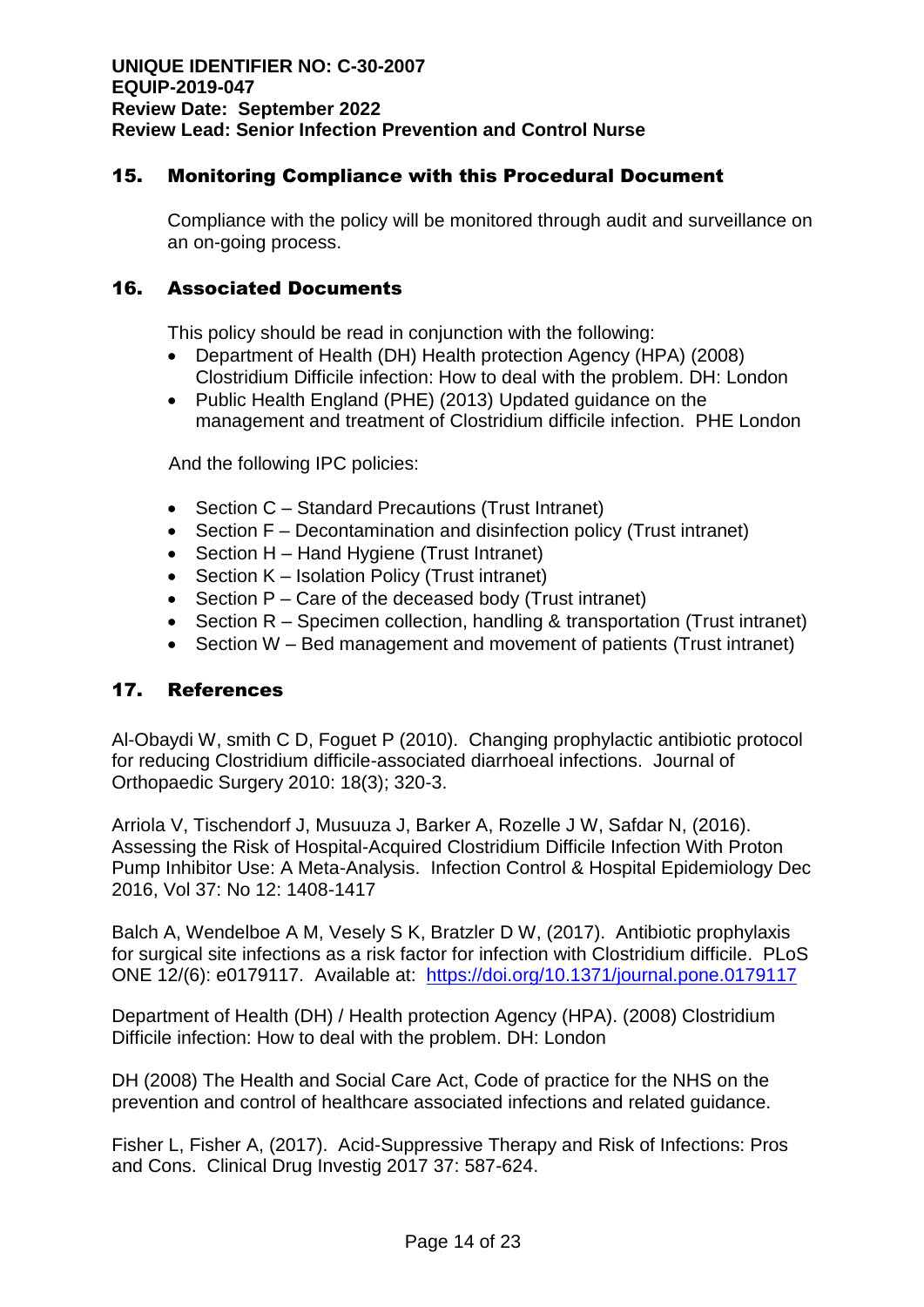## 15. Monitoring Compliance with this Procedural Document

Compliance with the policy will be monitored through audit and surveillance on an on-going process.

## 16. Associated Documents

This policy should be read in conjunction with the following:

- Department of Health (DH) Health protection Agency (HPA) (2008) Clostridium Difficile infection: How to deal with the problem. DH: London
- Public Health England (PHE) (2013) Updated guidance on the management and treatment of Clostridium difficile infection. PHE London

And the following IPC policies:

- Section C – Standard Precautions (Trust Intranet)
- Section F – Decontamination and disinfection policy (Trust intranet)
- Section H – Hand Hygiene (Trust Intranet)
- Section K – Isolation Policy (Trust intranet)
- Section P – Care of the deceased body (Trust intranet)
- Section R – Specimen collection, handling & transportation (Trust intranet)
- Section W – Bed management and movement of patients (Trust intranet)

## 17. References

Al-Obaydi W, smith C D, Foguet P (2010). Changing prophylactic antibiotic protocol for reducing Clostridium difficile-associated diarrhoeal infections. Journal of Orthopaedic Surgery 2010: 18(3); 320-3.

Arriola V, Tischendorf J, Musuuza J, Barker A, Rozelle J W, Safdar N, (2016). Assessing the Risk of Hospital-Acquired Clostridium Difficile Infection With Proton Pump Inhibitor Use: A Meta-Analysis. Infection Control & Hospital Epidemiology Dec 2016, Vol 37: No 12: 1408-1417

Balch A, Wendelboe A M, Vesely S K, Bratzler D W, (2017). Antibiotic prophylaxis for surgical site infections as a risk factor for infection with Clostridium difficile. PLoS ONE 12/(6): e0179117. Available at: https://doi.org/10.1371/journal.pone.0179117

Department of Health (DH) / Health protection Agency (HPA). (2008) Clostridium Difficile infection: How to deal with the problem. DH: London

DH (2008) The Health and Social Care Act, Code of practice for the NHS on the prevention and control of healthcare associated infections and related guidance.

Fisher L, Fisher A, (2017). Acid-Suppressive Therapy and Risk of Infections: Pros and Cons. Clinical Drug Investig 2017 37: 587-624.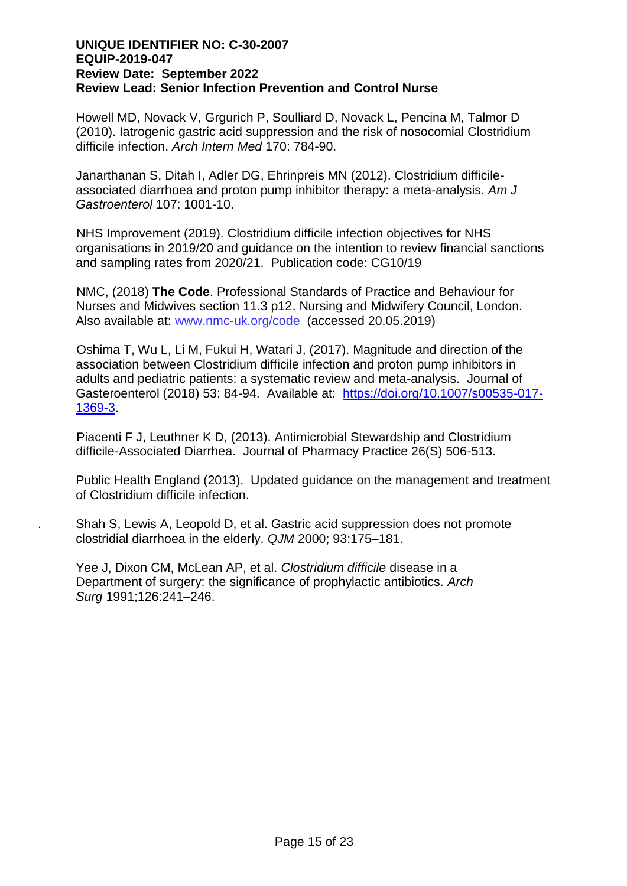Howell MD, Novack V, Grgurich P, Soulliard D, Novack L, Pencina M, Talmor D (2010). Iatrogenic gastric acid suppression and the risk of nosocomial Clostridium difficile infection. *Arch Intern Med* 170: 784-90.

Janarthanan S, Ditah I, Adler DG, Ehrinpreis MN (2012). Clostridium difficile-associated diarrhoea and proton pump inhibitor therapy: a meta-analysis. *Am J Gastroenterol* 107: 1001-10.

NHS Improvement (2019). Clostridium difficile infection objectives for NHS organisations in 2019/20 and guidance on the intention to review financial sanctions and sampling rates from 2020/21. Publication code: CG10/19

NMC, (2018) **The Code**. Professional Standards of Practice and Behaviour for Nurses and Midwives section 11.3 p12. Nursing and Midwifery Council, London. Also available at: [www.nmc-uk.org/code](www.nmc-uk.org/code) (accessed 20.05.2019)

Oshima T, Wu L, Li M, Fukui H, Watari J, (2017). Magnitude and direction of the association between Clostridium difficile infection and proton pump inhibitors in adults and pediatric patients: a systematic review and meta-analysis. Journal of Gasteroenterol (2018) 53: 84-94. Available at: [https://doi.org/10.1007/s00535-017-1369-3](https://doi.org/10.1007/s00535-017-1369-3).

Piacenti F J, Leuthner K D, (2013). Antimicrobial Stewardship and Clostridium difficile-Associated Diarrhea. Journal of Pharmacy Practice 26(S) 506-513.

Public Health England (2013). Updated guidance on the management and treatment of Clostridium difficile infection.

Shah S, Lewis A, Leopold D, et al. Gastric acid suppression does not promote clostridial diarrhoea in the elderly. *QJM* 2000; 93:175–181.

Yee J, Dixon CM, McLean AP, et al. *Clostridium difficile* disease in a Department of surgery: the significance of prophylactic antibiotics. *Arch Surg* 1991;126:241–246.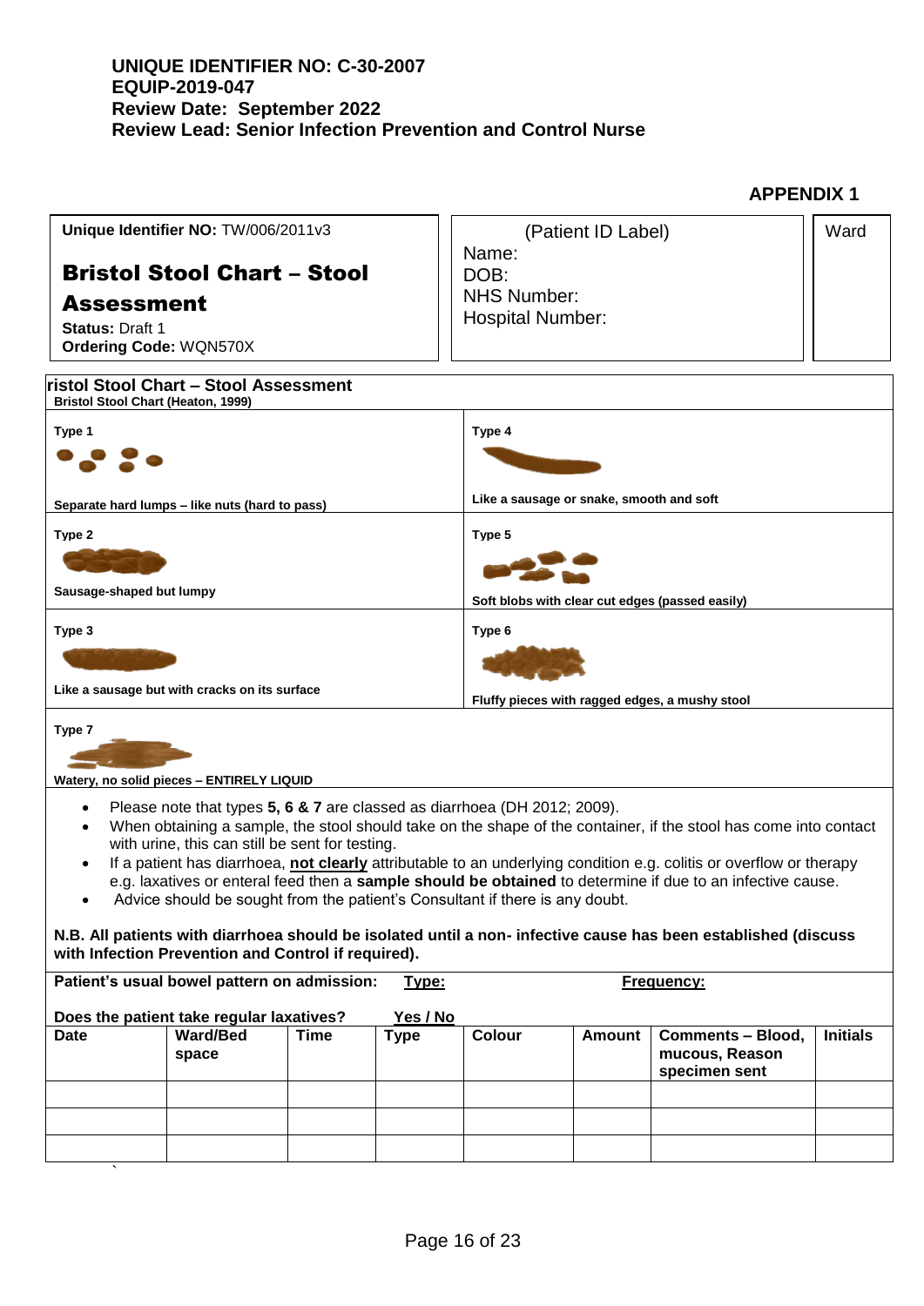UNIQUE IDENTIFIER NO: C-30-2007
EQUIP-2019-047
Review Date: September 2022
Review Lead: Senior Infection Prevention and Control Nurse

**APPENDIX 1**

| **Unique Identifier NO:** TW/006/2011v3<br>**Bristol Stool Chart – Stool Assessment**<br>**Status:** Draft 1<br>**Ordering Code:** WQN570X | (Patient ID Label)<br>Name:<br>DOB:<br>NHS Number:<br>Hospital Number: | Ward |
|---|---|---|

**ristol Stool Chart – Stool Assessment**
**Bristol Stool Chart (Heaton, 1999)**

| | |
|---|---|
| **Type 1**<br>**Separate hard lumps – like nuts (hard to pass)** | **Type 4**<br>**Like a sausage or snake, smooth and soft** |
| **Type 2**<br>**Sausage-shaped but lumpy** | **Type 5**<br>**Soft blobs with clear cut edges (passed easily)** |
| **Type 3**<br>**Like a sausage but with cracks on its surface** | **Type 6**<br>**Fluffy pieces with ragged edges, a mushy stool** |
| **Type 7**<br>**Watery, no solid pieces – ENTIRELY LIQUID** | |

- Please note that types **5, 6 & 7** are classed as diarrhoea (DH 2012; 2009).
- When obtaining a sample, the stool should take on the shape of the container, if the stool has come into contact with urine, this can still be sent for testing.
- If a patient has diarrhoea, **not clearly** attributable to an underlying condition e.g. colitis or overflow or therapy e.g. laxatives or enteral feed then a **sample should be obtained** to determine if due to an infective cause.
- Advice should be sought from the patient's Consultant if there is any doubt.

**N.B. All patients with diarrhoea should be isolated until a non- infective cause has been established (discuss with Infection Prevention and Control if required).**

**Patient's usual bowel pattern on admission:** **Type:** **Frequency:**

**Does the patient take regular laxatives?** **Yes / No**

| Date | Ward/Bed space | Time | Type | Colour | Amount | Comments – Blood, mucous, Reason specimen sent | Initials |
|---|---|---|---|---|---|---|---|
| | | | | | | | |
| | | | | | | | |
| | | | | | | | |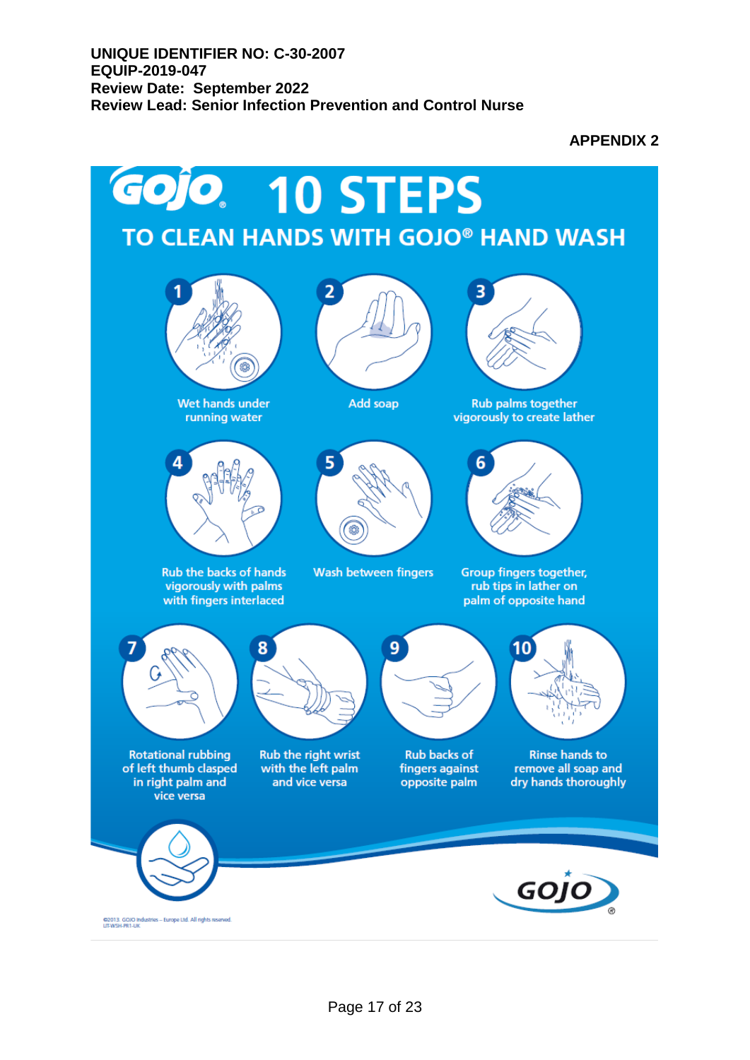**UNIQUE IDENTIFIER NO: C-30-2007**
**EQUIP-2019-047**
**Review Date: September 2022**
**Review Lead: Senior Infection Prevention and Control Nurse**

**APPENDIX 2**

# GOJO 10 STEPS

## TO CLEAN HANDS WITH GOJO® HAND WASH

1. Wet hands under running water
2. Add soap
3. Rub palms together vigorously to create lather
4. Rub the backs of hands vigorously with palms with fingers interlaced
5. Wash between fingers
6. Group fingers together, rub tips in lather on palm of opposite hand
7. Rotational rubbing of left thumb clasped in right palm and vice versa
8. Rub the right wrist with the left palm and vice versa
9. Rub backs of fingers against opposite palm
10. Rinse hands to remove all soap and dry hands thoroughly

GOJO®

©2013. GOJO Industries – Europe Ltd. All rights reserved.
UT-WSH-PR1-UK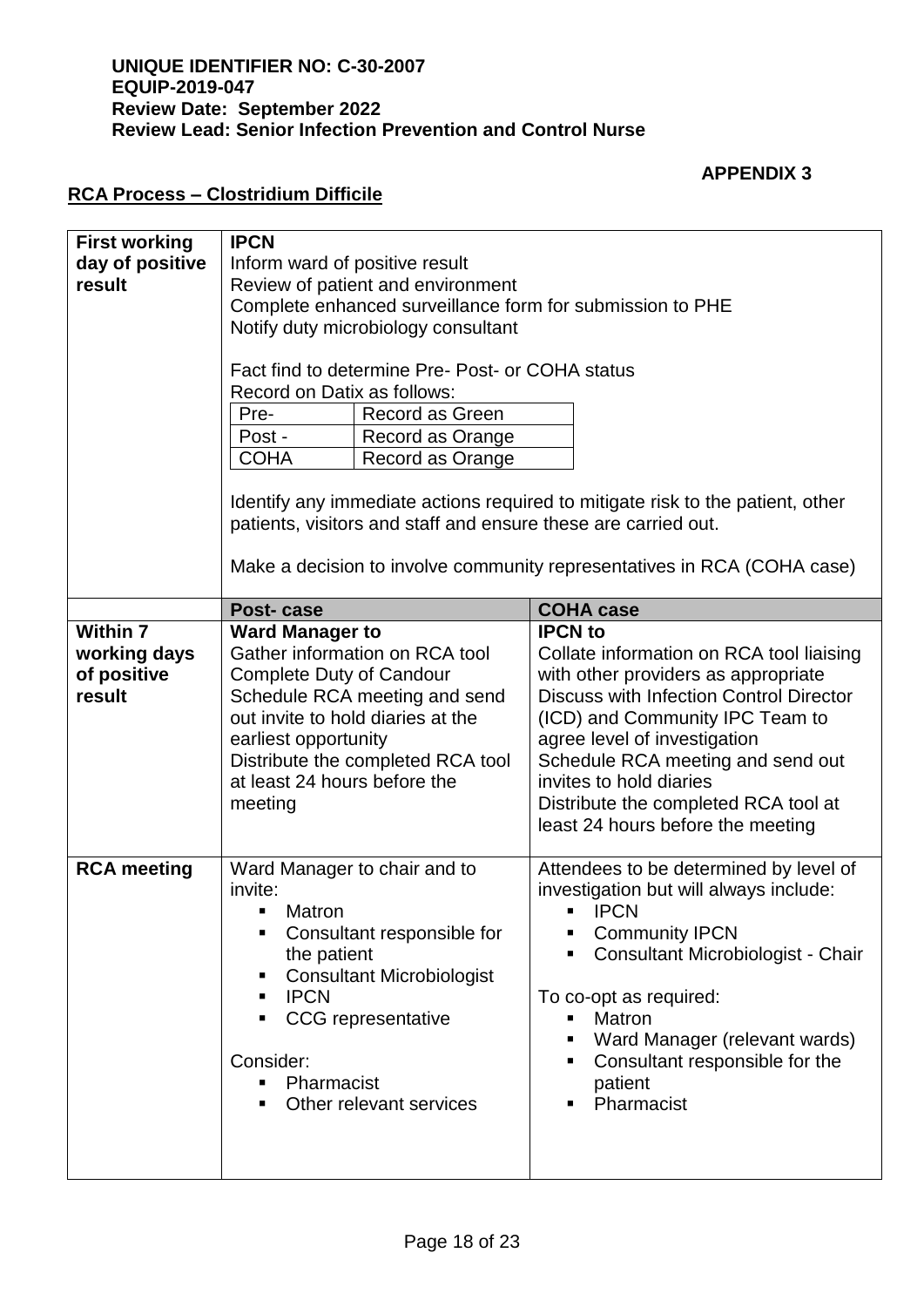**UNIQUE IDENTIFIER NO: C-30-2007**
**EQUIP-2019-047**
**Review Date: September 2022**
**Review Lead: Senior Infection Prevention and Control Nurse**

**APPENDIX 3**

## RCA Process – Clostridium Difficile

| | | |
|---|---|---|
| **First working day of positive result** | **IPCN**<br>Inform ward of positive result<br>Review of patient and environment<br>Complete enhanced surveillance form for submission to PHE<br>Notify duty microbiology consultant<br><br>Fact find to determine Pre- Post- or COHA status<br>Record on Datix as follows:<br>Pre- – Record as Green<br>Post - – Record as Orange<br>COHA – Record as Orange<br><br>Identify any immediate actions required to mitigate risk to the patient, other patients, visitors and staff and ensure these are carried out.<br><br>Make a decision to involve community representatives in RCA (COHA case) | |
| | **Post- case** | **COHA case** |
| **Within 7 working days of positive result** | **Ward Manager to**<br>Gather information on RCA tool<br>Complete Duty of Candour<br>Schedule RCA meeting and send out invite to hold diaries at the earliest opportunity<br>Distribute the completed RCA tool at least 24 hours before the meeting | **IPCN to**<br>Collate information on RCA tool liaising with other providers as appropriate<br>Discuss with Infection Control Director (ICD) and Community IPC Team to agree level of investigation<br>Schedule RCA meeting and send out invites to hold diaries<br>Distribute the completed RCA tool at least 24 hours before the meeting |
| **RCA meeting** | Ward Manager to chair and to invite:<br>▪ Matron<br>▪ Consultant responsible for the patient<br>▪ Consultant Microbiologist<br>▪ IPCN<br>▪ CCG representative<br><br>Consider:<br>▪ Pharmacist<br>▪ Other relevant services | Attendees to be determined by level of investigation but will always include:<br>▪ IPCN<br>▪ Community IPCN<br>▪ Consultant Microbiologist - Chair<br><br>To co-opt as required:<br>▪ Matron<br>▪ Ward Manager (relevant wards)<br>▪ Consultant responsible for the patient<br>▪ Pharmacist |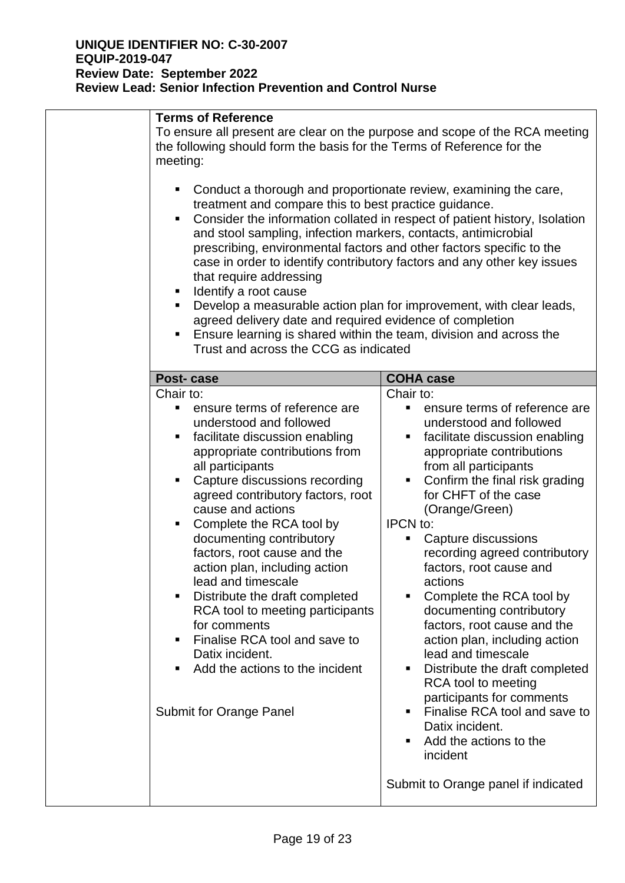| | **Terms of Reference**<br>To ensure all present are clear on the purpose and scope of the RCA meeting the following should form the basis for the Terms of Reference for the meeting:<br>▪ Conduct a thorough and proportionate review, examining the care, treatment and compare this to best practice guidance.<br>▪ Consider the information collated in respect of patient history, Isolation and stool sampling, infection markers, contacts, antimicrobial prescribing, environmental factors and other factors specific to the case in order to identify contributory factors and any other key issues that require addressing<br>▪ Identify a root cause<br>▪ Develop a measurable action plan for improvement, with clear leads, agreed delivery date and required evidence of completion<br>▪ Ensure learning is shared within the team, division and across the Trust and across the CCG as indicated | |
|---|---|---|
| | **Post- case** | **COHA case** |
| | Chair to:<br>▪ ensure terms of reference are understood and followed<br>▪ facilitate discussion enabling appropriate contributions from all participants<br>▪ Capture discussions recording agreed contributory factors, root cause and actions<br>▪ Complete the RCA tool by documenting contributory factors, root cause and the action plan, including action lead and timescale<br>▪ Distribute the draft completed RCA tool to meeting participants for comments<br>▪ Finalise RCA tool and save to Datix incident.<br>▪ Add the actions to the incident<br><br>Submit for Orange Panel | Chair to:<br>▪ ensure terms of reference are understood and followed<br>▪ facilitate discussion enabling appropriate contributions from all participants<br>▪ Confirm the final risk grading for CHFT of the case (Orange/Green)<br>IPCN to:<br>▪ Capture discussions recording agreed contributory factors, root cause and actions<br>▪ Complete the RCA tool by documenting contributory factors, root cause and the action plan, including action lead and timescale<br>▪ Distribute the draft completed RCA tool to meeting participants for comments<br>▪ Finalise RCA tool and save to Datix incident.<br>▪ Add the actions to the incident<br><br>Submit to Orange panel if indicated |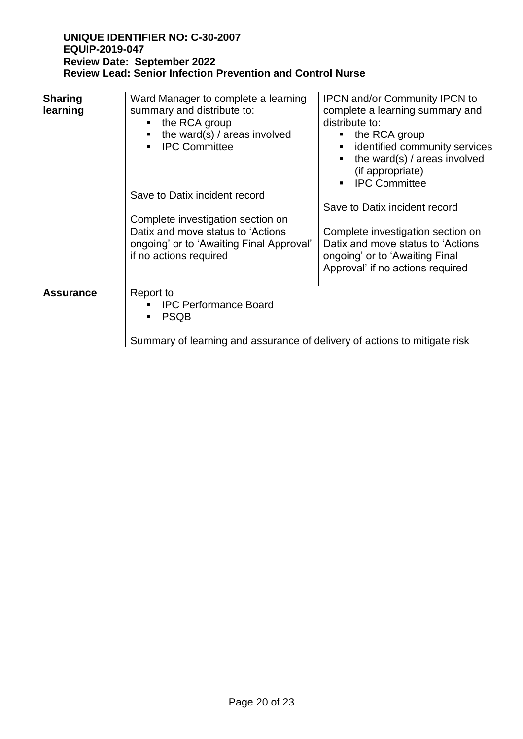| **Sharing learning** | Ward Manager to complete a learning summary and distribute to:<br>▪ the RCA group<br>▪ the ward(s) / areas involved<br>▪ IPC Committee<br><br>Save to Datix incident record<br><br>Complete investigation section on Datix and move status to 'Actions ongoing' or to 'Awaiting Final Approval' if no actions required | IPCN and/or Community IPCN to complete a learning summary and distribute to:<br>▪ the RCA group<br>▪ identified community services<br>▪ the ward(s) / areas involved (if appropriate)<br>▪ IPC Committee<br><br>Save to Datix incident record<br><br>Complete investigation section on Datix and move status to 'Actions ongoing' or to 'Awaiting Final Approval' if no actions required |
|---|---|---|
| **Assurance** | Report to<br>▪ IPC Performance Board<br>▪ PSQB<br><br>Summary of learning and assurance of delivery of actions to mitigate risk | |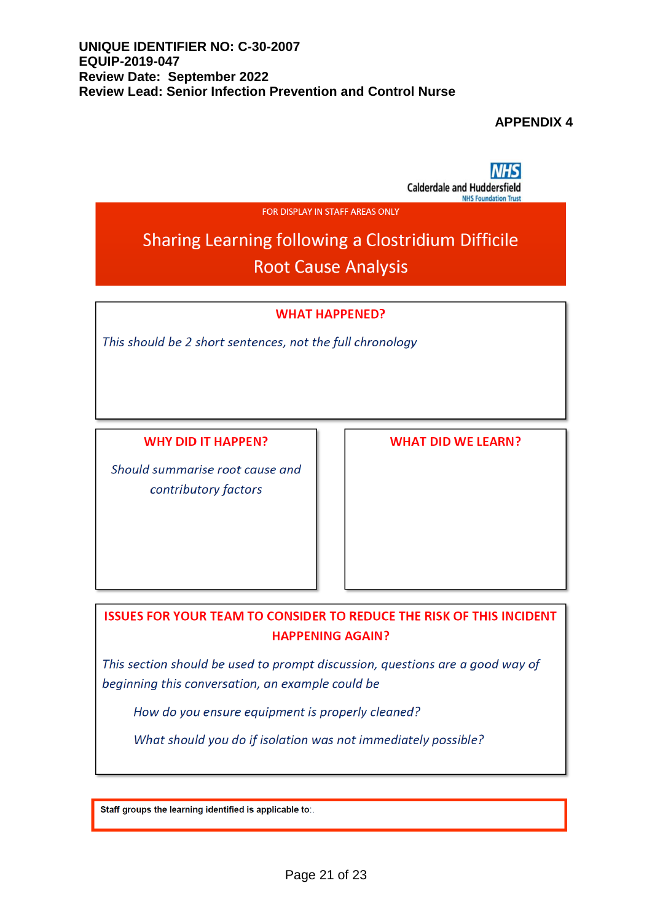**UNIQUE IDENTIFIER NO: C-30-2007**
**EQUIP-2019-047**
**Review Date: September 2022**
**Review Lead: Senior Infection Prevention and Control Nurse**

**APPENDIX 4**

Calderdale and Huddersfield NHS Foundation Trust

FOR DISPLAY IN STAFF AREAS ONLY

# Sharing Learning following a Clostridium Difficile Root Cause Analysis

## WHAT HAPPENED?

*This should be 2 short sentences, not the full chronology*

## WHY DID IT HAPPEN?

*Should summarise root cause and contributory factors*

## WHAT DID WE LEARN?

## ISSUES FOR YOUR TEAM TO CONSIDER TO REDUCE THE RISK OF THIS INCIDENT HAPPENING AGAIN?

*This section should be used to prompt discussion, questions are a good way of beginning this conversation, an example could be*

*How do you ensure equipment is properly cleaned?*

*What should you do if isolation was not immediately possible?*

**Staff groups the learning identified is applicable to:.**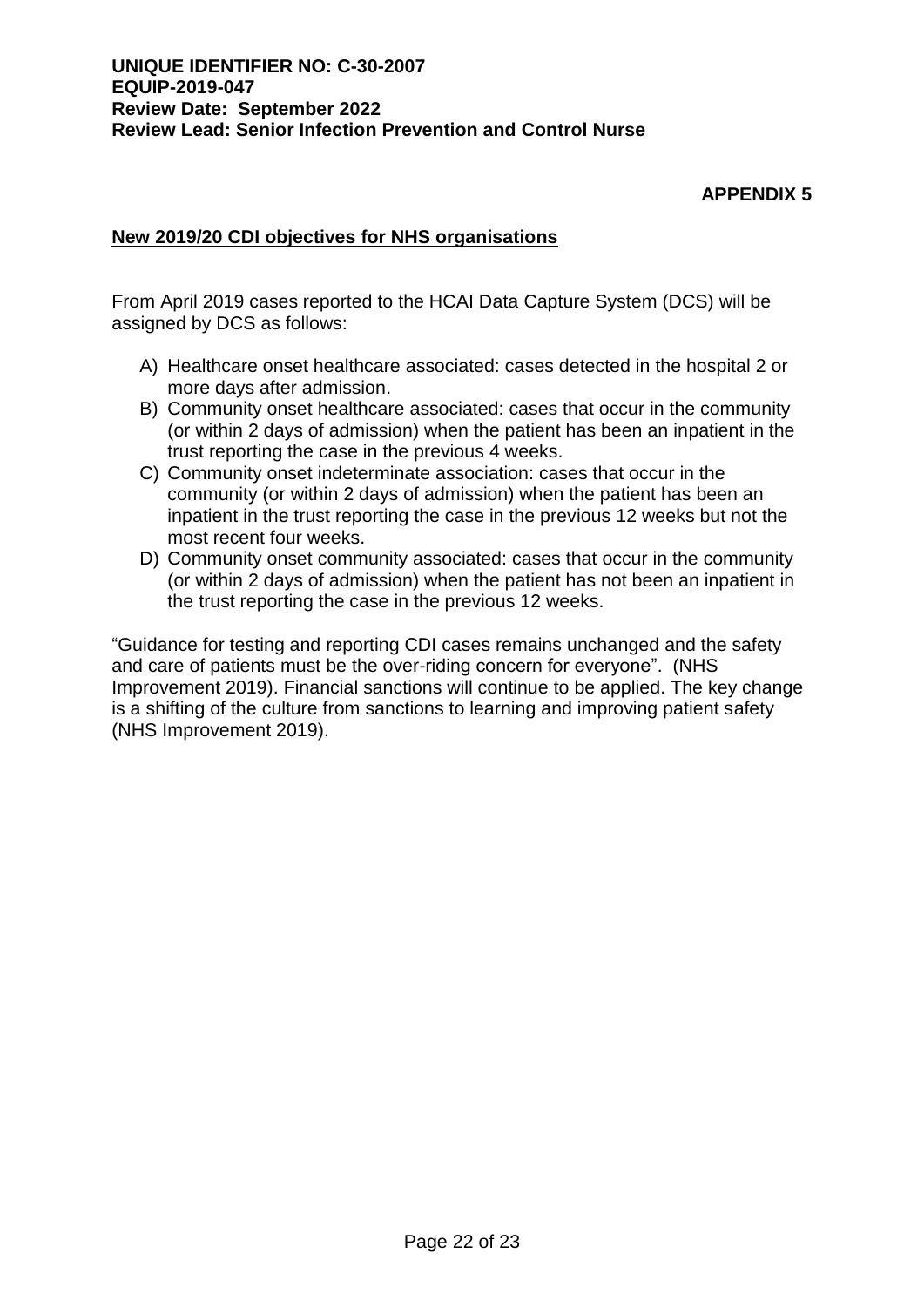**APPENDIX 5**

## New 2019/20 CDI objectives for NHS organisations

From April 2019 cases reported to the HCAI Data Capture System (DCS) will be assigned by DCS as follows:

A) Healthcare onset healthcare associated: cases detected in the hospital 2 or more days after admission.
B) Community onset healthcare associated: cases that occur in the community (or within 2 days of admission) when the patient has been an inpatient in the trust reporting the case in the previous 4 weeks.
C) Community onset indeterminate association: cases that occur in the community (or within 2 days of admission) when the patient has been an inpatient in the trust reporting the case in the previous 12 weeks but not the most recent four weeks.
D) Community onset community associated: cases that occur in the community (or within 2 days of admission) when the patient has not been an inpatient in the trust reporting the case in the previous 12 weeks.

"Guidance for testing and reporting CDI cases remains unchanged and the safety and care of patients must be the over-riding concern for everyone". (NHS Improvement 2019). Financial sanctions will continue to be applied. The key change is a shifting of the culture from sanctions to learning and improving patient safety (NHS Improvement 2019).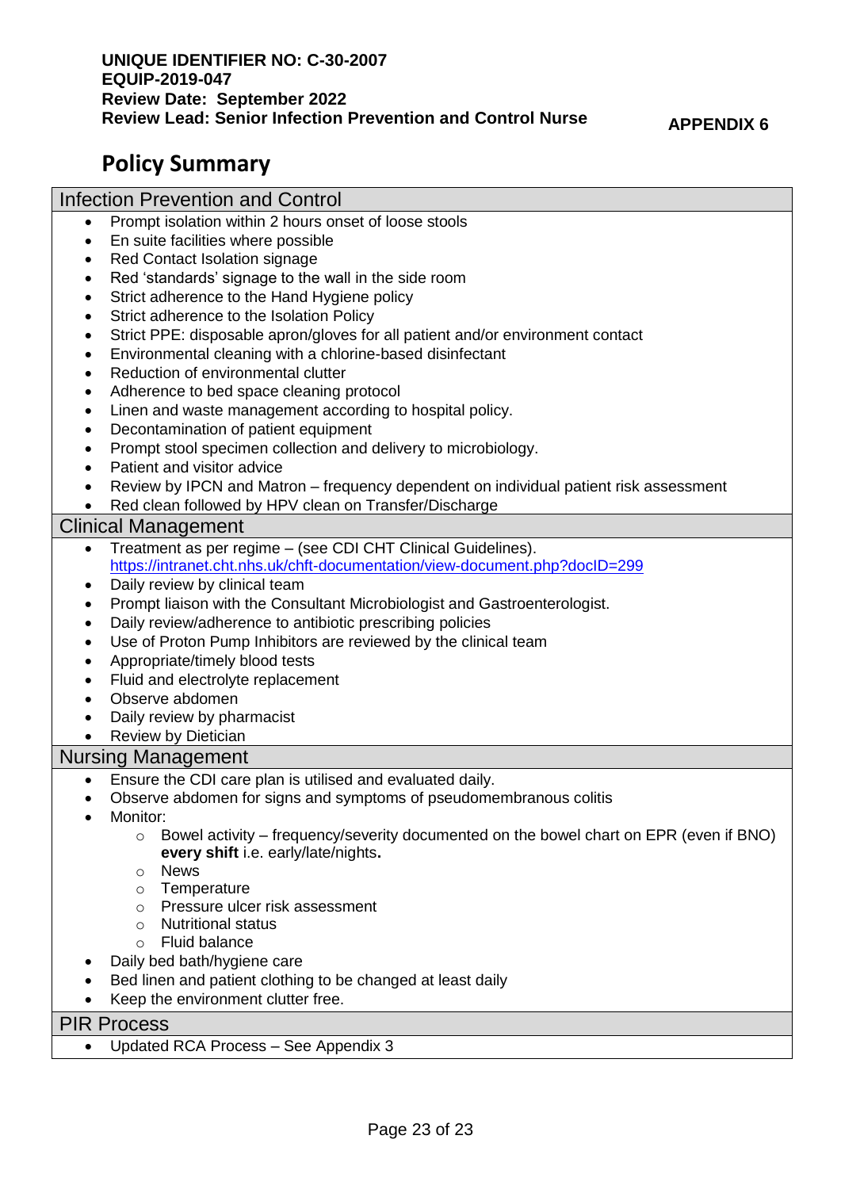**UNIQUE IDENTIFIER NO: C-30-2007**
**EQUIP-2019-047**
**Review Date: September 2022**
**Review Lead: Senior Infection Prevention and Control Nurse**

**APPENDIX 6**

# Policy Summary

## Infection Prevention and Control

- Prompt isolation within 2 hours onset of loose stools
- En suite facilities where possible
- Red Contact Isolation signage
- Red 'standards' signage to the wall in the side room
- Strict adherence to the Hand Hygiene policy
- Strict adherence to the Isolation Policy
- Strict PPE: disposable apron/gloves for all patient and/or environment contact
- Environmental cleaning with a chlorine-based disinfectant
- Reduction of environmental clutter
- Adherence to bed space cleaning protocol
- Linen and waste management according to hospital policy.
- Decontamination of patient equipment
- Prompt stool specimen collection and delivery to microbiology.
- Patient and visitor advice
- Review by IPCN and Matron – frequency dependent on individual patient risk assessment
- Red clean followed by HPV clean on Transfer/Discharge

## Clinical Management

- Treatment as per regime – (see CDI CHT Clinical Guidelines). https://intranet.cht.nhs.uk/chft-documentation/view-document.php?docID=299
- Daily review by clinical team
- Prompt liaison with the Consultant Microbiologist and Gastroenterologist.
- Daily review/adherence to antibiotic prescribing policies
- Use of Proton Pump Inhibitors are reviewed by the clinical team
- Appropriate/timely blood tests
- Fluid and electrolyte replacement
- Observe abdomen
- Daily review by pharmacist
- Review by Dietician

## Nursing Management

- Ensure the CDI care plan is utilised and evaluated daily.
- Observe abdomen for signs and symptoms of pseudomembranous colitis
- Monitor:
  - Bowel activity – frequency/severity documented on the bowel chart on EPR (even if BNO) **every shift** i.e. early/late/nights**.**
  - News
  - Temperature
  - Pressure ulcer risk assessment
  - Nutritional status
  - Fluid balance
- Daily bed bath/hygiene care
- Bed linen and patient clothing to be changed at least daily
- Keep the environment clutter free.

## PIR Process

- Updated RCA Process – See Appendix 3